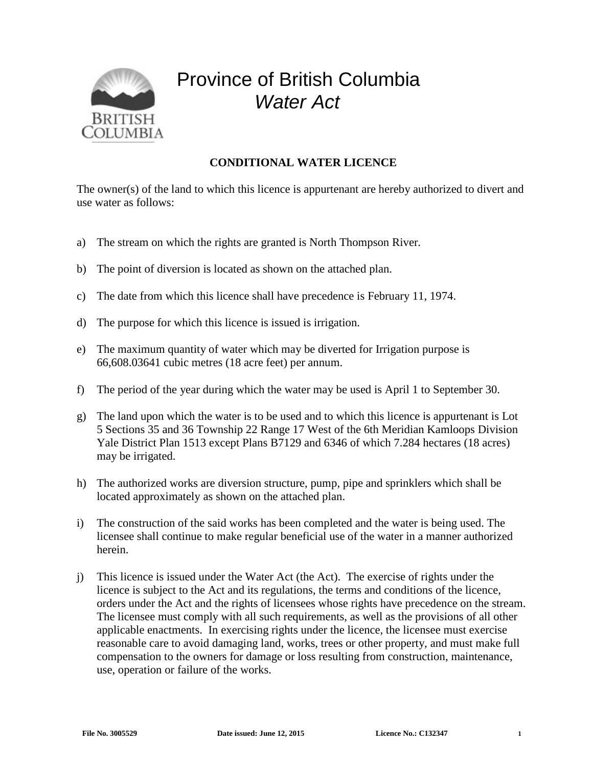# Province of British Columbia
## *Water Act*

**CONDITIONAL WATER LICENCE**

The owner(s) of the land to which this licence is appurtenant are hereby authorized to divert and use water as follows:

a) The stream on which the rights are granted is North Thompson River.

b) The point of diversion is located as shown on the attached plan.

c) The date from which this licence shall have precedence is February 11, 1974.

d) The purpose for which this licence is issued is irrigation.

e) The maximum quantity of water which may be diverted for Irrigation purpose is 66,608.03641 cubic metres (18 acre feet) per annum.

f) The period of the year during which the water may be used is April 1 to September 30.

g) The land upon which the water is to be used and to which this licence is appurtenant is Lot 5 Sections 35 and 36 Township 22 Range 17 West of the 6th Meridian Kamloops Division Yale District Plan 1513 except Plans B7129 and 6346 of which 7.284 hectares (18 acres) may be irrigated.

h) The authorized works are diversion structure, pump, pipe and sprinklers which shall be located approximately as shown on the attached plan.

i) The construction of the said works has been completed and the water is being used. The licensee shall continue to make regular beneficial use of the water in a manner authorized herein.

j) This licence is issued under the Water Act (the Act). The exercise of rights under the licence is subject to the Act and its regulations, the terms and conditions of the licence, orders under the Act and the rights of licensees whose rights have precedence on the stream. The licensee must comply with all such requirements, as well as the provisions of all other applicable enactments. In exercising rights under the licence, the licensee must exercise reasonable care to avoid damaging land, works, trees or other property, and must make full compensation to the owners for damage or loss resulting from construction, maintenance, use, operation or failure of the works.

**File No. 3005529** **Date issued: June 12, 2015** **Licence No.: C132347**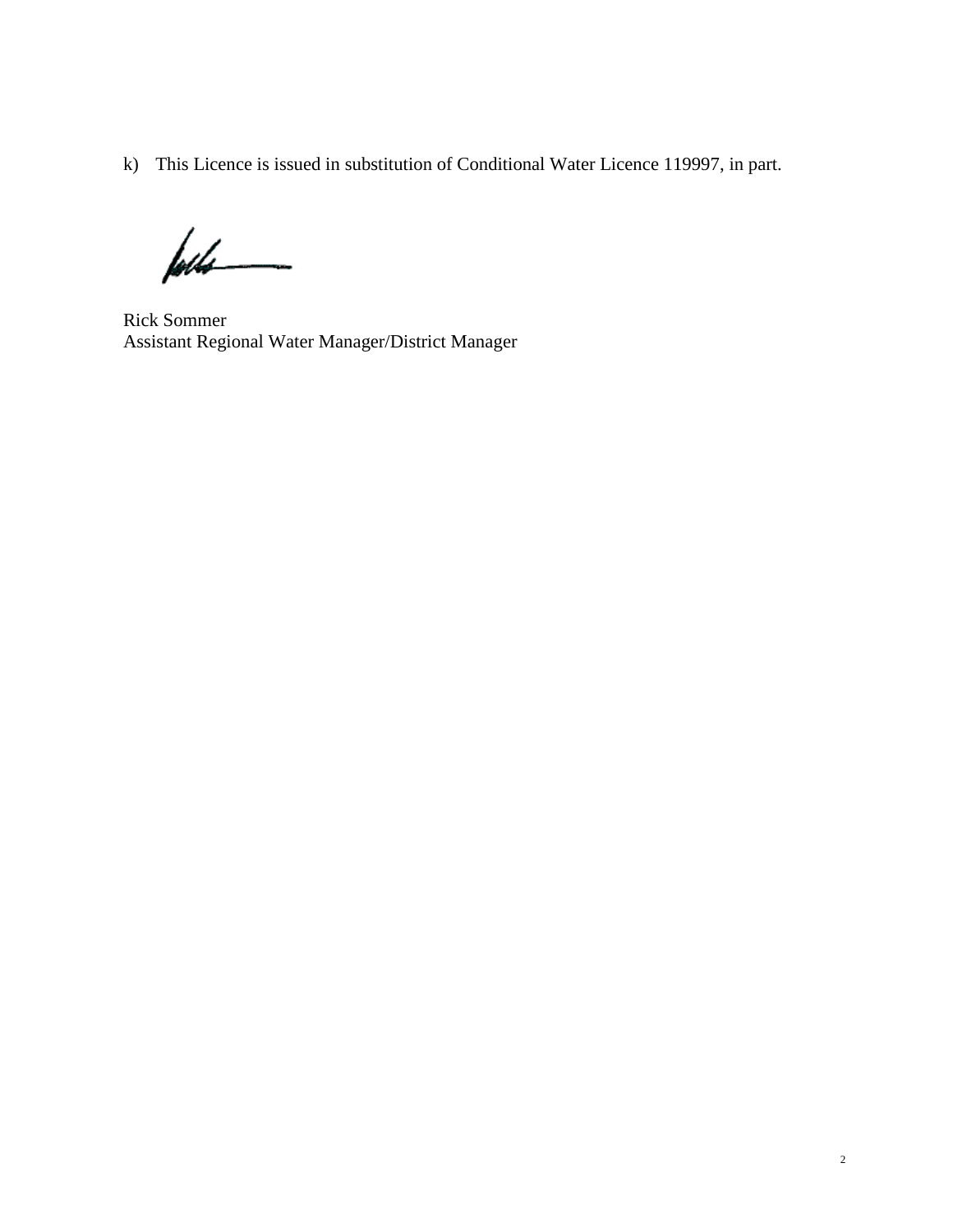k) This Licence is issued in substitution of Conditional Water Licence 119997, in part.

Rick Sommer
Assistant Regional Water Manager/District Manager